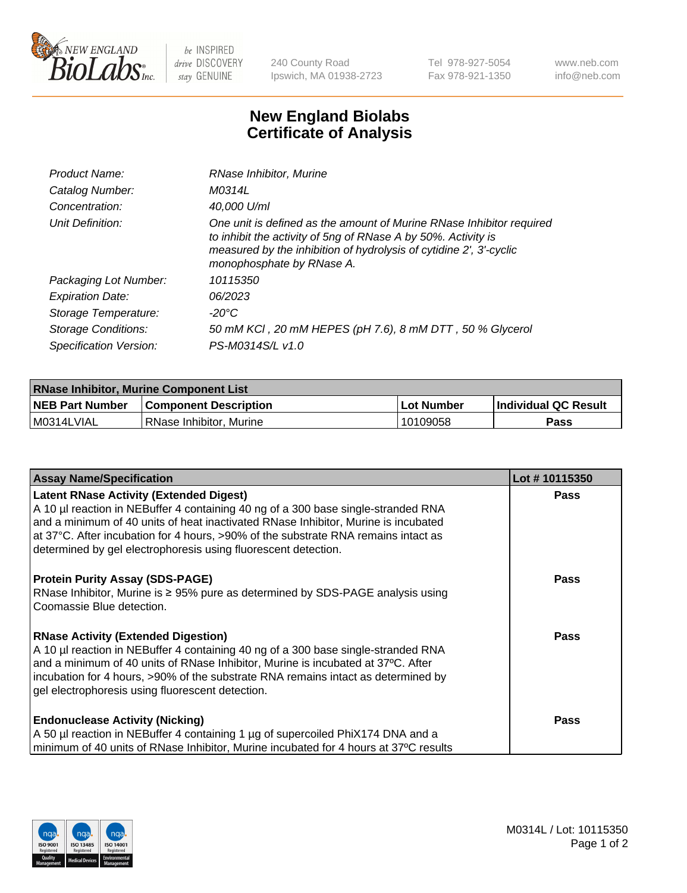# New England Biolabs Certificate of Analysis

| | |
|---|---|
| Product Name: | RNase Inhibitor, Murine |
| Catalog Number: | M0314L |
| Concentration: | 40,000 U/ml |
| Unit Definition: | One unit is defined as the amount of Murine RNase Inhibitor required to inhibit the activity of 5ng of RNase A by 50%. Activity is measured by the inhibition of hydrolysis of cytidine 2', 3'-cyclic monophosphate by RNase A. |
| Packaging Lot Number: | 10115350 |
| Expiration Date: | 06/2023 |
| Storage Temperature: | -20°C |
| Storage Conditions: | 50 mM KCl , 20 mM HEPES (pH 7.6), 8 mM DTT , 50 % Glycerol |
| Specification Version: | PS-M0314S/L v1.0 |

| RNase Inhibitor, Murine Component List | | | |
|---|---|---|---|
| **NEB Part Number** | **Component Description** | **Lot Number** | **Individual QC Result** |
| M0314LVIAL | RNase Inhibitor, Murine | 10109058 | Pass |

| Assay Name/Specification | Lot # 10115350 |
|---|---|
| **Latent RNase Activity (Extended Digest)**<br>A 10 µl reaction in NEBuffer 4 containing 40 ng of a 300 base single-stranded RNA and a minimum of 40 units of heat inactivated RNase Inhibitor, Murine is incubated at 37°C. After incubation for 4 hours, >90% of the substrate RNA remains intact as determined by gel electrophoresis using fluorescent detection. | Pass |
| **Protein Purity Assay (SDS-PAGE)**<br>RNase Inhibitor, Murine is ≥ 95% pure as determined by SDS-PAGE analysis using Coomassie Blue detection. | Pass |
| **RNase Activity (Extended Digestion)**<br>A 10 µl reaction in NEBuffer 4 containing 40 ng of a 300 base single-stranded RNA and a minimum of 40 units of RNase Inhibitor, Murine is incubated at 37ºC. After incubation for 4 hours, >90% of the substrate RNA remains intact as determined by gel electrophoresis using fluorescent detection. | Pass |
| **Endonuclease Activity (Nicking)**<br>A 50 µl reaction in NEBuffer 4 containing 1 µg of supercoiled PhiX174 DNA and a minimum of 40 units of RNase Inhibitor, Murine incubated for 4 hours at 37ºC results | Pass |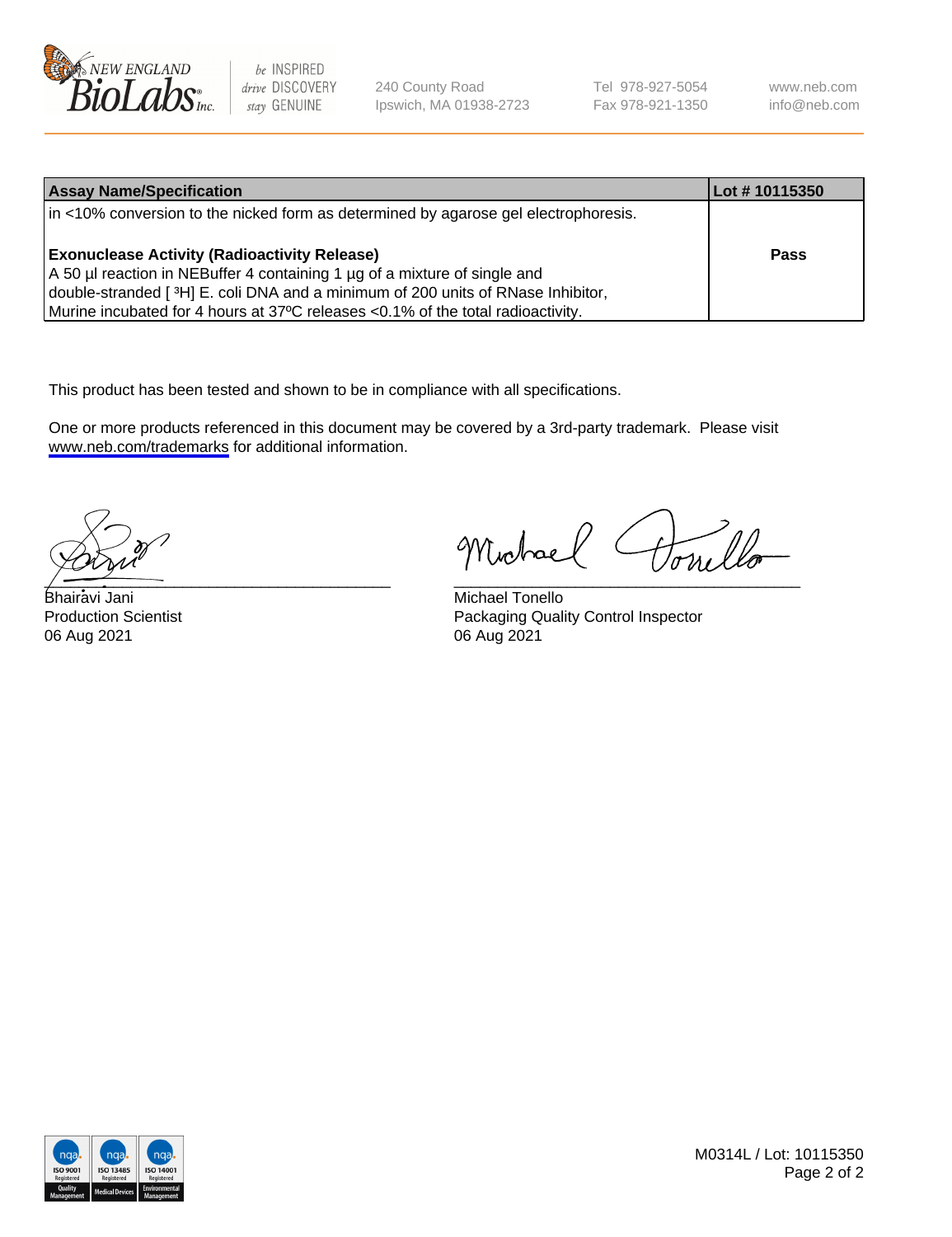| Assay Name/Specification | Lot # 10115350 |
| --- | --- |
| in <10% conversion to the nicked form as determined by agarose gel electrophoresis. | |
| **Exonuclease Activity (Radioactivity Release)**<br>A 50 µl reaction in NEBuffer 4 containing 1 µg of a mixture of single and double-stranded [ $^{3}$H] E. coli DNA and a minimum of 200 units of RNase Inhibitor, Murine incubated for 4 hours at 37ºC releases <0.1% of the total radioactivity. | **Pass** |

This product has been tested and shown to be in compliance with all specifications.

One or more products referenced in this document may be covered by a 3rd-party trademark. Please visit www.neb.com/trademarks for additional information.

Bhairavi Jani
Production Scientist
06 Aug 2021

Michael Tonello
Packaging Quality Control Inspector
06 Aug 2021

M0314L / Lot: 10115350